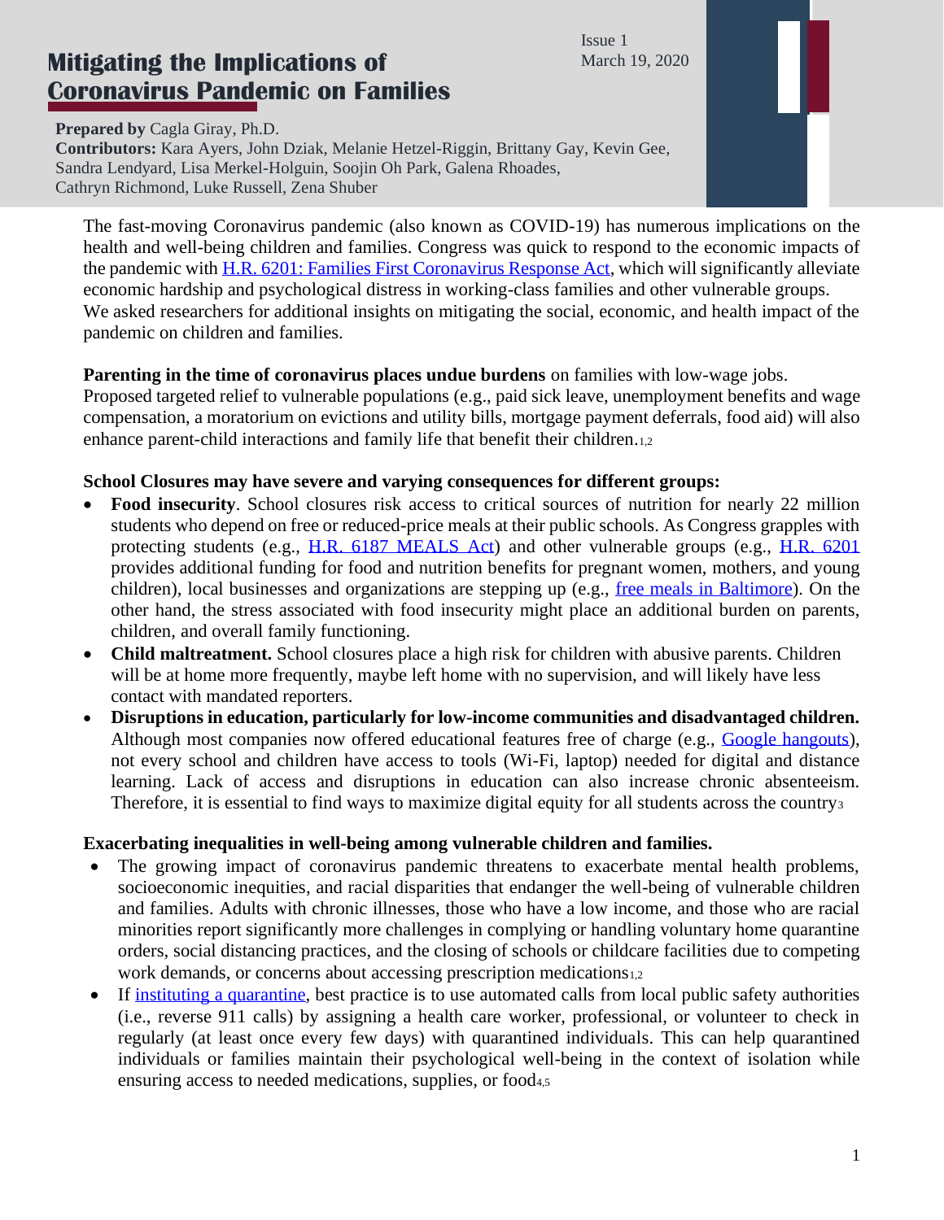# Mitigating the Implications of Coronavirus Pandemic on Families

Issue 1
March 19, 2020

**Prepared by** Cagla Giray, Ph.D.
**Contributors:** Kara Ayers, John Dziak, Melanie Hetzel-Riggin, Brittany Gay, Kevin Gee, Sandra Lendyard, Lisa Merkel-Holguin, Soojin Oh Park, Galena Rhoades, Cathryn Richmond, Luke Russell, Zena Shuber

The fast-moving Coronavirus pandemic (also known as COVID-19) has numerous implications on the health and well-being children and families. Congress was quick to respond to the economic impacts of the pandemic with H.R. 6201: Families First Coronavirus Response Act, which will significantly alleviate economic hardship and psychological distress in working-class families and other vulnerable groups. We asked researchers for additional insights on mitigating the social, economic, and health impact of the pandemic on children and families.

**Parenting in the time of coronavirus places undue burdens** on families with low-wage jobs. Proposed targeted relief to vulnerable populations (e.g., paid sick leave, unemployment benefits and wage compensation, a moratorium on evictions and utility bills, mortgage payment deferrals, food aid) will also enhance parent-child interactions and family life that benefit their children.[1,2]

**School Closures may have severe and varying consequences for different groups:**

- **Food insecurity**. School closures risk access to critical sources of nutrition for nearly 22 million students who depend on free or reduced-price meals at their public schools. As Congress grapples with protecting students (e.g., H.R. 6187 MEALS Act) and other vulnerable groups (e.g., H.R. 6201 provides additional funding for food and nutrition benefits for pregnant women, mothers, and young children), local businesses and organizations are stepping up (e.g., free meals in Baltimore). On the other hand, the stress associated with food insecurity might place an additional burden on parents, children, and overall family functioning.
- **Child maltreatment.** School closures place a high risk for children with abusive parents. Children will be at home more frequently, maybe left home with no supervision, and will likely have less contact with mandated reporters.
- **Disruptions in education, particularly for low-income communities and disadvantaged children.** Although most companies now offered educational features free of charge (e.g., Google hangouts), not every school and children have access to tools (Wi-Fi, laptop) needed for digital and distance learning. Lack of access and disruptions in education can also increase chronic absenteeism. Therefore, it is essential to find ways to maximize digital equity for all students across the country[3]

**Exacerbating inequalities in well-being among vulnerable children and families.**

- The growing impact of coronavirus pandemic threatens to exacerbate mental health problems, socioeconomic inequities, and racial disparities that endanger the well-being of vulnerable children and families. Adults with chronic illnesses, those who have a low income, and those who are racial minorities report significantly more challenges in complying or handling voluntary home quarantine orders, social distancing practices, and the closing of schools or childcare facilities due to competing work demands, or concerns about accessing prescription medications[1,2]
- If instituting a quarantine, best practice is to use automated calls from local public safety authorities (i.e., reverse 911 calls) by assigning a health care worker, professional, or volunteer to check in regularly (at least once every few days) with quarantined individuals. This can help quarantined individuals or families maintain their psychological well-being in the context of isolation while ensuring access to needed medications, supplies, or food[4,5]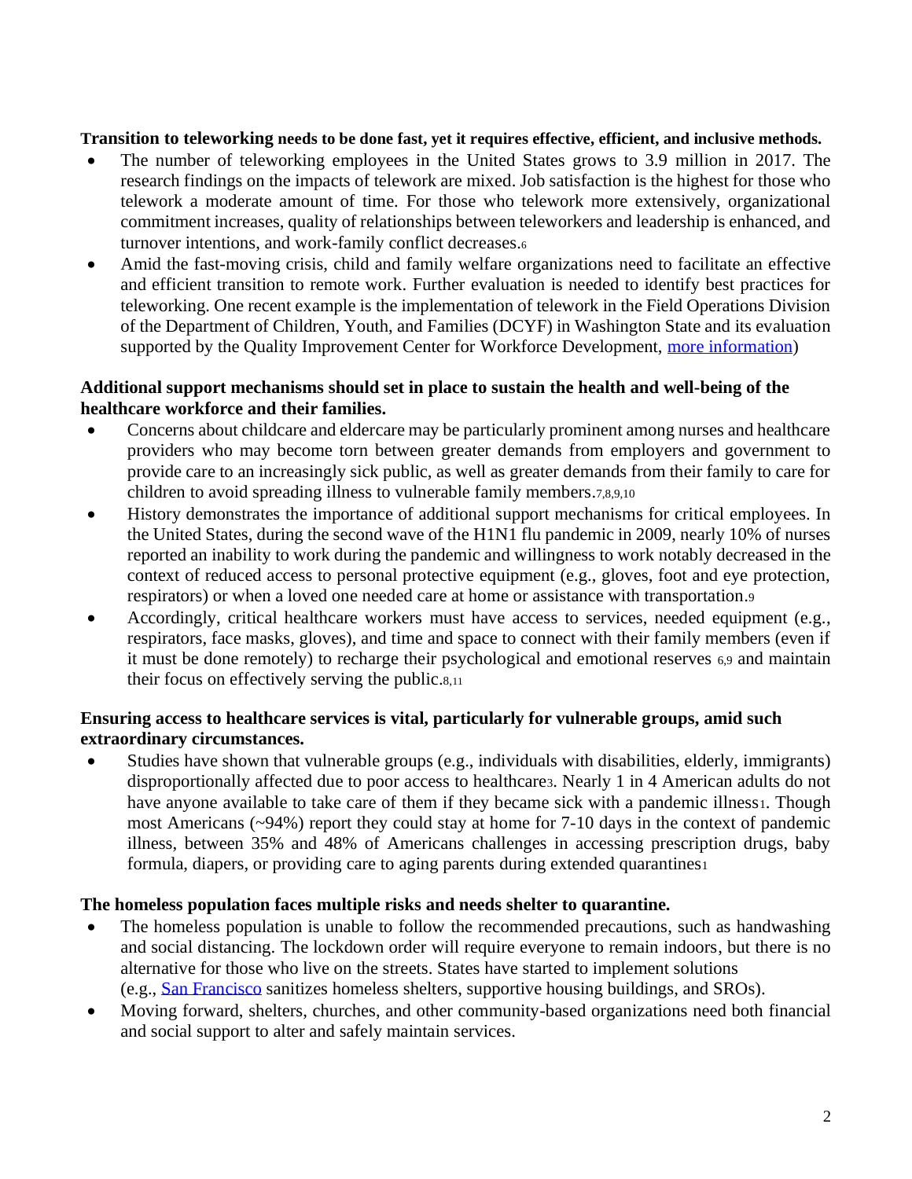**Transition to teleworking needs to be done fast, yet it requires effective, efficient, and inclusive methods.**

- The number of teleworking employees in the United States grows to 3.9 million in 2017. The research findings on the impacts of telework are mixed. Job satisfaction is the highest for those who telework a moderate amount of time. For those who telework more extensively, organizational commitment increases, quality of relationships between teleworkers and leadership is enhanced, and turnover intentions, and work-family conflict decreases.[6]
- Amid the fast-moving crisis, child and family welfare organizations need to facilitate an effective and efficient transition to remote work. Further evaluation is needed to identify best practices for teleworking. One recent example is the implementation of telework in the Field Operations Division of the Department of Children, Youth, and Families (DCYF) in Washington State and its evaluation supported by the Quality Improvement Center for Workforce Development, [more information])

**Additional support mechanisms should set in place to sustain the health and well-being of the healthcare workforce and their families.**

- Concerns about childcare and eldercare may be particularly prominent among nurses and healthcare providers who may become torn between greater demands from employers and government to provide care to an increasingly sick public, as well as greater demands from their family to care for children to avoid spreading illness to vulnerable family members.[7,8,9,10]
- History demonstrates the importance of additional support mechanisms for critical employees. In the United States, during the second wave of the H1N1 flu pandemic in 2009, nearly 10% of nurses reported an inability to work during the pandemic and willingness to work notably decreased in the context of reduced access to personal protective equipment (e.g., gloves, foot and eye protection, respirators) or when a loved one needed care at home or assistance with transportation.[9]
- Accordingly, critical healthcare workers must have access to services, needed equipment (e.g., respirators, face masks, gloves), and time and space to connect with their family members (even if it must be done remotely) to recharge their psychological and emotional reserves [6,9] and maintain their focus on effectively serving the public.[8,11]

**Ensuring access to healthcare services is vital, particularly for vulnerable groups, amid such extraordinary circumstances.**

- Studies have shown that vulnerable groups (e.g., individuals with disabilities, elderly, immigrants) disproportionally affected due to poor access to healthcare[3]. Nearly 1 in 4 American adults do not have anyone available to take care of them if they became sick with a pandemic illness[1]. Though most Americans (~94%) report they could stay at home for 7-10 days in the context of pandemic illness, between 35% and 48% of Americans challenges in accessing prescription drugs, baby formula, diapers, or providing care to aging parents during extended quarantines[1]

**The homeless population faces multiple risks and needs shelter to quarantine.**

- The homeless population is unable to follow the recommended precautions, such as handwashing and social distancing. The lockdown order will require everyone to remain indoors, but there is no alternative for those who live on the streets. States have started to implement solutions (e.g., San Francisco sanitizes homeless shelters, supportive housing buildings, and SROs).
- Moving forward, shelters, churches, and other community-based organizations need both financial and social support to alter and safely maintain services.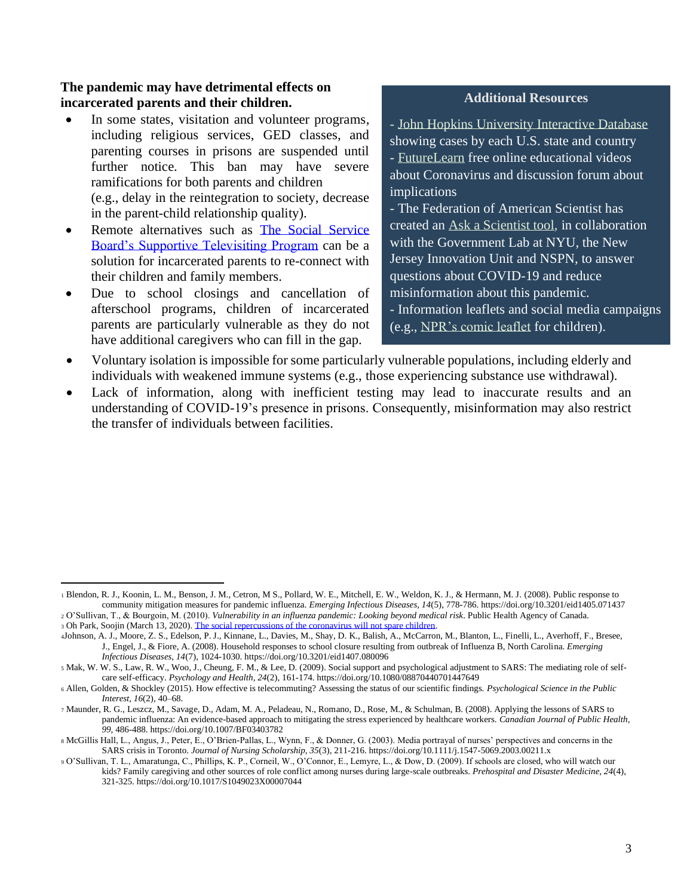**The pandemic may have detrimental effects on incarcerated parents and their children.**

- In some states, visitation and volunteer programs, including religious services, GED classes, and parenting courses in prisons are suspended until further notice. This ban may have severe ramifications for both parents and children (e.g., delay in the reintegration to society, decrease in the parent-child relationship quality).
- Remote alternatives such as The Social Service Board's Supportive Televisiting Program can be a solution for incarcerated parents to re-connect with their children and family members.
- Due to school closings and cancellation of afterschool programs, children of incarcerated parents are particularly vulnerable as they do not have additional caregivers who can fill in the gap.
- Voluntary isolation is impossible for some particularly vulnerable populations, including elderly and individuals with weakened immune systems (e.g., those experiencing substance use withdrawal).
- Lack of information, along with inefficient testing may lead to inaccurate results and an understanding of COVID-19's presence in prisons. Consequently, misinformation may also restrict the transfer of individuals between facilities.

### Additional Resources

- John Hopkins University Interactive Database showing cases by each U.S. state and country
- FutureLearn free online educational videos about Coronavirus and discussion forum about implications
- The Federation of American Scientist has created an Ask a Scientist tool, in collaboration with the Government Lab at NYU, the New Jersey Innovation Unit and NSPN, to answer questions about COVID-19 and reduce misinformation about this pandemic.
- Information leaflets and social media campaigns (e.g., NPR's comic leaflet for children).

---

[1] Blendon, R. J., Koonin, L. M., Benson, J. M., Cetron, M S., Pollard, W. E., Mitchell, E. W., Weldon, K. J., & Hermann, M. J. (2008). Public response to community mitigation measures for pandemic influenza. *Emerging Infectious Diseases*, *14*(5), 778-786. https://doi.org/10.3201/eid1405.071437

[2] O'Sullivan, T., & Bourgoin, M. (2010). *Vulnerability in an influenza pandemic: Looking beyond medical risk*. Public Health Agency of Canada.

[3] Oh Park, Soojin (March 13, 2020). The social repercussions of the coronavirus will not spare children.

[4] Johnson, A. J., Moore, Z. S., Edelson, P. J., Kinnane, L., Davies, M., Shay, D. K., Balish, A., McCarron, M., Blanton, L., Finelli, L., Averhoff, F., Bresee, J., Engel, J., & Fiore, A. (2008). Household responses to school closure resulting from outbreak of Influenza B, North Carolina. *Emerging Infectious Diseases*, *14*(7), 1024-1030. https://doi.org/10.3201/eid1407.080096

[5] Mak, W. W. S., Law, R. W., Woo, J., Cheung, F. M., & Lee, D. (2009). Social support and psychological adjustment to SARS: The mediating role of self-care self-efficacy. *Psychology and Health*, *24*(2), 161-174. https://doi.org/10.1080/08870440701447649

[6] Allen, Golden, & Shockley (2015). How effective is telecommuting? Assessing the status of our scientific findings. *Psychological Science in the Public Interest*, *16*(2), 40–68.

[7] Maunder, R. G., Leszcz, M., Savage, D., Adam, M. A., Peladeau, N., Romano, D., Rose, M., & Schulman, B. (2008). Applying the lessons of SARS to pandemic influenza: An evidence-based approach to mitigating the stress experienced by healthcare workers. *Canadian Journal of Public Health*, *99*, 486-488. https://doi.org/10.1007/BF03403782

[8] McGillis Hall, L., Angus, J., Peter, E., O'Brien-Pallas, L., Wynn, F., & Donner, G. (2003). Media portrayal of nurses' perspectives and concerns in the SARS crisis in Toronto. *Journal of Nursing Scholarship*, *35*(3), 211-216. https://doi.org/10.1111/j.1547-5069.2003.00211.x

[9] O'Sullivan, T. L., Amaratunga, C., Phillips, K. P., Corneil, W., O'Connor, E., Lemyre, L., & Dow, D. (2009). If schools are closed, who will watch our kids? Family caregiving and other sources of role conflict among nurses during large-scale outbreaks. *Prehospital and Disaster Medicine*, *24*(4), 321-325. https://doi.org/10.1017/S1049023X00007044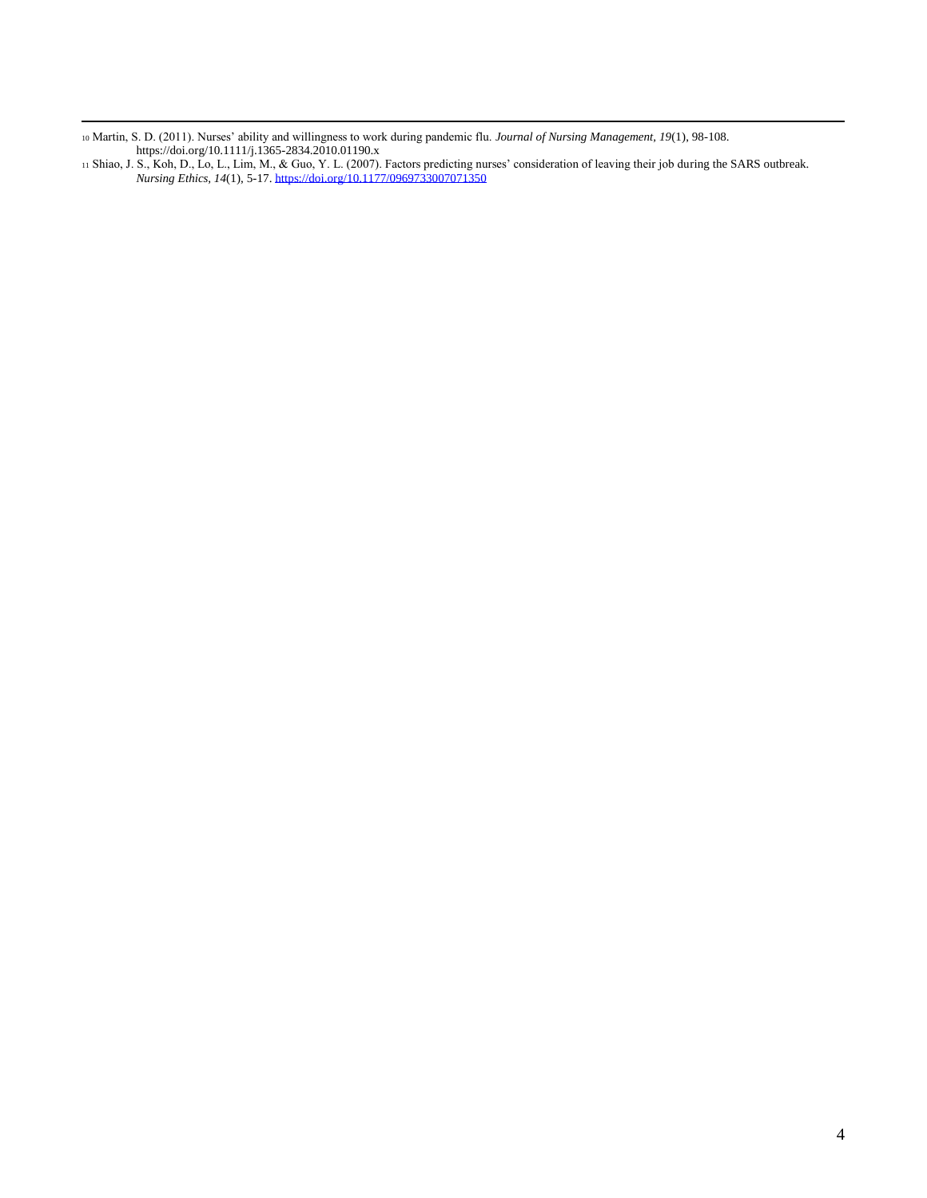[10] Martin, S. D. (2011). Nurses' ability and willingness to work during pandemic flu. *Journal of Nursing Management, 19*(1), 98-108. https://doi.org/10.1111/j.1365-2834.2010.01190.x

[11] Shiao, J. S., Koh, D., Lo, L., Lim, M., & Guo, Y. L. (2007). Factors predicting nurses' consideration of leaving their job during the SARS outbreak. *Nursing Ethics, 14*(1), 5-17. https://doi.org/10.1177/0969733007071350